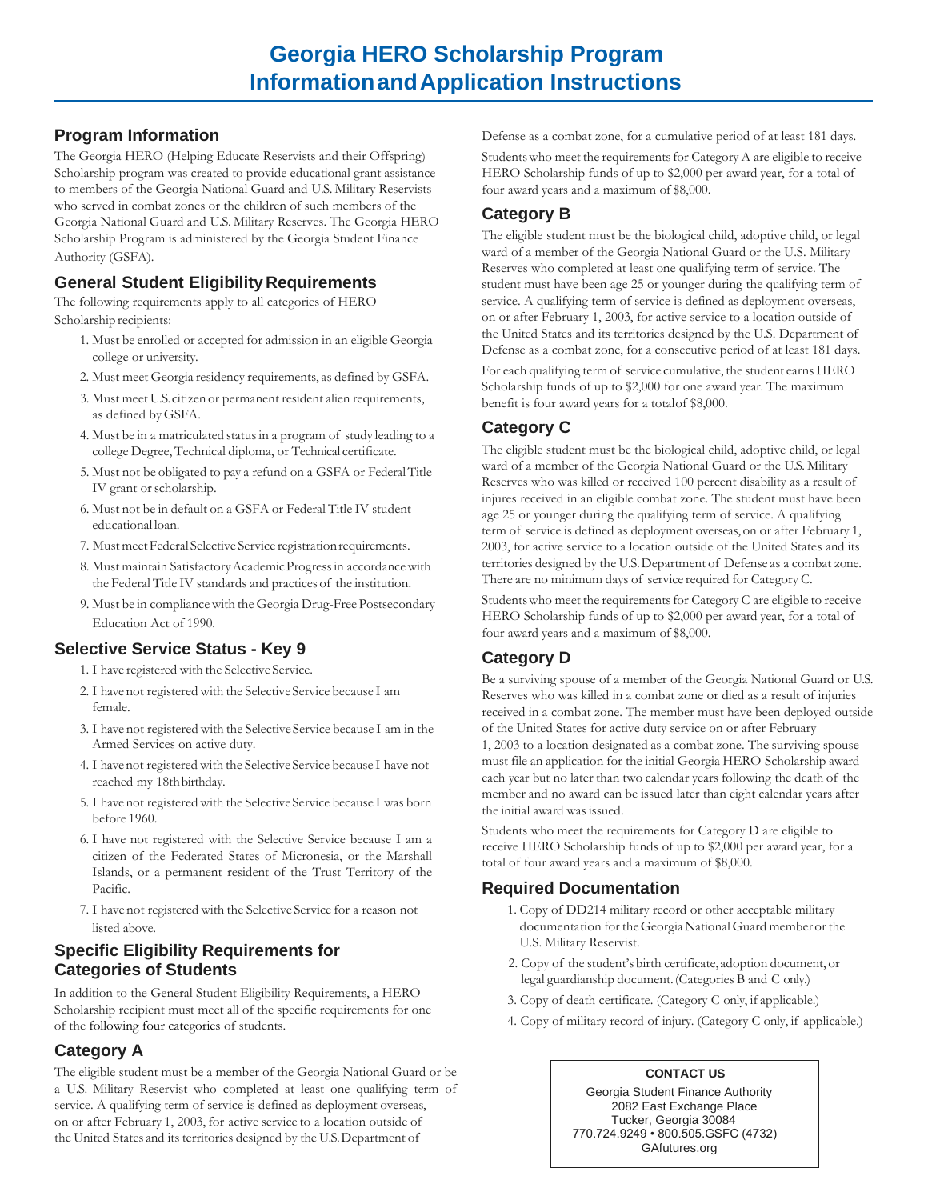# Georgia HERO Scholarship Program
# Information and Application Instructions

## Program Information

The Georgia HERO (Helping Educate Reservists and their Offspring) Scholarship program was created to provide educational grant assistance to members of the Georgia National Guard and U.S. Military Reservists who served in combat zones or the children of such members of the Georgia National Guard and U.S. Military Reserves. The Georgia HERO Scholarship Program is administered by the Georgia Student Finance Authority (GSFA).

## General Student Eligibility Requirements

The following requirements apply to all categories of HERO Scholarship recipients:

1. Must be enrolled or accepted for admission in an eligible Georgia college or university.
2. Must meet Georgia residency requirements, as defined by GSFA.
3. Must meet U.S. citizen or permanent resident alien requirements, as defined by GSFA.
4. Must be in a matriculated status in a program of study leading to a college Degree, Technical diploma, or Technical certificate.
5. Must not be obligated to pay a refund on a GSFA or Federal Title IV grant or scholarship.
6. Must not be in default on a GSFA or Federal Title IV student educational loan.
7. Must meet Federal Selective Service registration requirements.
8. Must maintain Satisfactory Academic Progress in accordance with the Federal Title IV standards and practices of the institution.
9. Must be in compliance with the Georgia Drug-Free Postsecondary Education Act of 1990.

## Selective Service Status - Key 9

1. I have registered with the Selective Service.
2. I have not registered with the Selective Service because I am female.
3. I have not registered with the Selective Service because I am in the Armed Services on active duty.
4. I have not registered with the Selective Service because I have not reached my 18th birthday.
5. I have not registered with the Selective Service because I was born before 1960.
6. I have not registered with the Selective Service because I am a citizen of the Federated States of Micronesia, or the Marshall Islands, or a permanent resident of the Trust Territory of the Pacific.
7. I have not registered with the Selective Service for a reason not listed above.

## Specific Eligibility Requirements for Categories of Students

In addition to the General Student Eligibility Requirements, a HERO Scholarship recipient must meet all of the specific requirements for one of the following four categories of students.

## Category A

The eligible student must be a member of the Georgia National Guard or be a U.S. Military Reservist who completed at least one qualifying term of service. A qualifying term of service is defined as deployment overseas, on or after February 1, 2003, for active service to a location outside of the United States and its territories designed by the U.S. Department of Defense as a combat zone, for a cumulative period of at least 181 days.

Students who meet the requirements for Category A are eligible to receive HERO Scholarship funds of up to $2,000 per award year, for a total of four award years and a maximum of $8,000.

## Category B

The eligible student must be the biological child, adoptive child, or legal ward of a member of the Georgia National Guard or the U.S. Military Reserves who completed at least one qualifying term of service. The student must have been age 25 or younger during the qualifying term of service. A qualifying term of service is defined as deployment overseas, on or after February 1, 2003, for active service to a location outside of the United States and its territories designed by the U.S. Department of Defense as a combat zone, for a consecutive period of at least 181 days.

For each qualifying term of service cumulative, the student earns HERO Scholarship funds of up to $2,000 for one award year. The maximum benefit is four award years for a total of $8,000.

## Category C

The eligible student must be the biological child, adoptive child, or legal ward of a member of the Georgia National Guard or the U.S. Military Reserves who was killed or received 100 percent disability as a result of injuries received in an eligible combat zone. The student must have been age 25 or younger during the qualifying term of service. A qualifying term of service is defined as deployment overseas, on or after February 1, 2003, for active service to a location outside of the United States and its territories designed by the U.S. Department of Defense as a combat zone. There are no minimum days of service required for Category C.

Students who meet the requirements for Category C are eligible to receive HERO Scholarship funds of up to $2,000 per award year, for a total of four award years and a maximum of $8,000.

## Category D

Be a surviving spouse of a member of the Georgia National Guard or U.S. Reserves who was killed in a combat zone or died as a result of injuries received in a combat zone. The member must have been deployed outside of the United States for active duty service on or after February 1, 2003 to a location designated as a combat zone. The surviving spouse must file an application for the initial Georgia HERO Scholarship award each year but no later than two calendar years following the death of the member and no award can be issued later than eight calendar years after the initial award was issued.

Students who meet the requirements for Category D are eligible to receive HERO Scholarship funds of up to $2,000 per award year, for a total of four award years and a maximum of $8,000.

## Required Documentation

1. Copy of DD214 military record or other acceptable military documentation for the Georgia National Guard member or the U.S. Military Reservist.
2. Copy of the student's birth certificate, adoption document, or legal guardianship document. (Categories B and C only.)
3. Copy of death certificate. (Category C only, if applicable.)
4. Copy of military record of injury. (Category C only, if applicable.)

**CONTACT US**

Georgia Student Finance Authority
2082 East Exchange Place
Tucker, Georgia 30084
770.724.9249 • 800.505.GSFC (4732)
GAfutures.org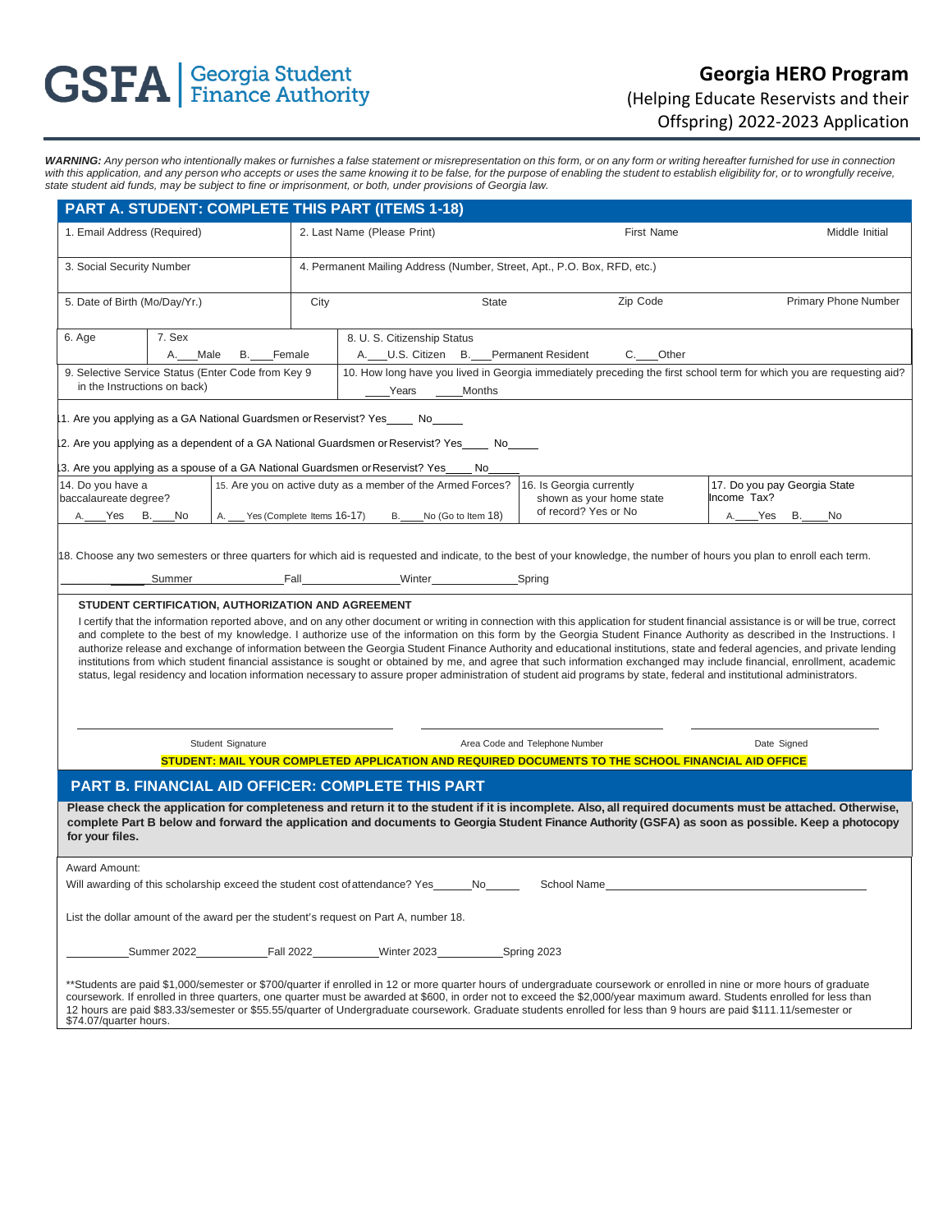GSFA | Georgia Student Finance Authority

# Georgia HERO Program

(Helping Educate Reservists and their Offspring) 2022-2023 Application

***WARNING:*** *Any person who intentionally makes or furnishes a false statement or misrepresentation on this form, or on any form or writing hereafter furnished for use in connection with this application, and any person who accepts or uses the same knowing it to be false, for the purpose of enabling the student to establish eligibility for, or to wrongfully receive, state student aid funds, may be subject to fine or imprisonment, or both, under provisions of Georgia law.*

## PART A. STUDENT: COMPLETE THIS PART (ITEMS 1-18)

| 1. Email Address (Required) | 2. Last Name (Please Print) | First Name | Middle Initial |
|---|---|---|---|
| 3. Social Security Number | 4. Permanent Mailing Address (Number, Street, Apt., P.O. Box, RFD, etc.) | | |
| 5. Date of Birth (Mo/Day/Yr.) | City | State | Zip Code | Primary Phone Number |

| 6. Age | 7. Sex A.___Male B.___Female | 8. U. S. Citizenship Status A.___U.S. Citizen B.___Permanent Resident C.___Other |
|---|---|---|
| 9. Selective Service Status (Enter Code from Key 9 in the Instructions on back) | | 10. How long have you lived in Georgia immediately preceding the first school term for which you are requesting aid? ____Years ____Months |

11. Are you applying as a GA National Guardsmen or Reservist? Yes____ No_____

12. Are you applying as a dependent of a GA National Guardsmen or Reservist? Yes____ No_____

13. Are you applying as a spouse of a GA National Guardsmen or Reservist? Yes____ No_____

| 14. Do you have a baccalaureate degree? A.___Yes B.___No | 15. Are you on active duty as a member of the Armed Forces? A. ___ Yes (Complete Items 16-17) B.____No (Go to Item 18) | 16. Is Georgia currently shown as your home state of record? Yes or No | 17. Do you pay Georgia State Income Tax? A.____Yes B.____No |
|---|---|---|---|

18. Choose any two semesters or three quarters for which aid is requested and indicate, to the best of your knowledge, the number of hours you plan to enroll each term.

__________Summer __________Fall __________Winter __________Spring

**STUDENT CERTIFICATION, AUTHORIZATION AND AGREEMENT**

I certify that the information reported above, and on any other document or writing in connection with this application for student financial assistance is or will be true, correct and complete to the best of my knowledge. I authorize use of the information on this form by the Georgia Student Finance Authority as described in the Instructions. I authorize release and exchange of information between the Georgia Student Finance Authority and educational institutions, state and federal agencies, and private lending institutions from which student financial assistance is sought or obtained by me, and agree that such information exchanged may include financial, enrollment, academic status, legal residency and location information necessary to assure proper administration of student aid programs by state, federal and institutional administrators.

______________________________ Student Signature

______________________________ Area Code and Telephone Number

______________________________ Date Signed

**STUDENT: MAIL YOUR COMPLETED APPLICATION AND REQUIRED DOCUMENTS TO THE SCHOOL FINANCIAL AID OFFICE**

## PART B. FINANCIAL AID OFFICER: COMPLETE THIS PART

**Please check the application for completeness and return it to the student if it is incomplete. Also, all required documents must be attached. Otherwise, complete Part B below and forward the application and documents to Georgia Student Finance Authority (GSFA) as soon as possible. Keep a photocopy for your files.**

Award Amount:

Will awarding of this scholarship exceed the student cost of attendance? Yes______No______ School Name______________________________

List the dollar amount of the award per the student's request on Part A, number 18.

__________Summer 2022__________Fall 2022__________Winter 2023__________Spring 2023

**Students are paid $1,000/semester or $700/quarter if enrolled in 12 or more quarter hours of undergraduate coursework or enrolled in nine or more hours of graduate coursework. If enrolled in three quarters, one quarter must be awarded at $600, in order not to exceed the $2,000/year maximum award. Students enrolled for less than 12 hours are paid $83.33/semester or $55.55/quarter of Undergraduate coursework. Graduate students enrolled for less than 9 hours are paid $111.11/semester or $74.07/quarter hours.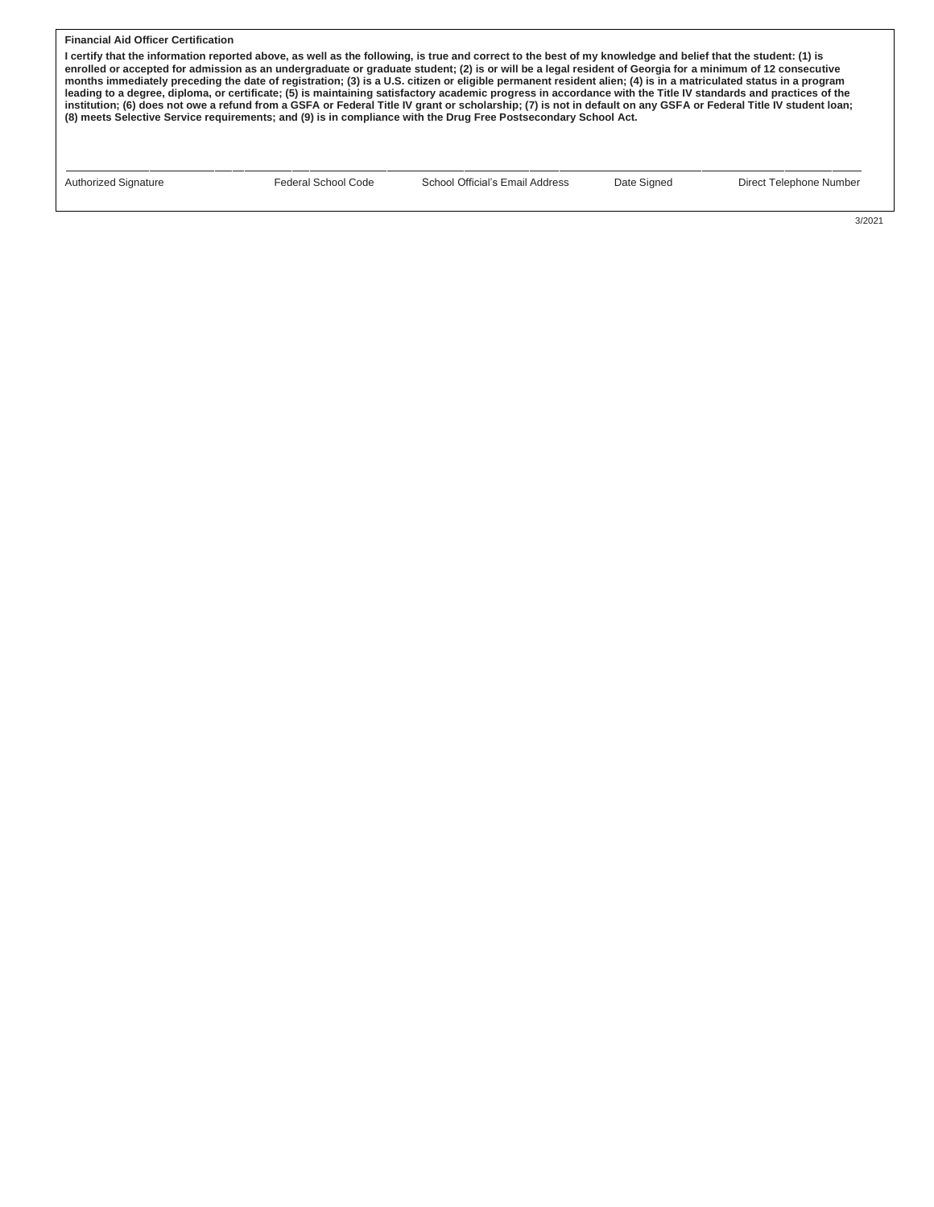**Financial Aid Officer Certification**

**I certify that the information reported above, as well as the following, is true and correct to the best of my knowledge and belief that the student: (1) is enrolled or accepted for admission as an undergraduate or graduate student; (2) is or will be a legal resident of Georgia for a minimum of 12 consecutive months immediately preceding the date of registration; (3) is a U.S. citizen or eligible permanent resident alien; (4) is in a matriculated status in a program leading to a degree, diploma, or certificate; (5) is maintaining satisfactory academic progress in accordance with the Title IV standards and practices of the institution; (6) does not owe a refund from a GSFA or Federal Title IV grant or scholarship; (7) is not in default on any GSFA or Federal Title IV student loan; (8) meets Selective Service requirements; and (9) is in compliance with the Drug Free Postsecondary School Act.**

| Authorized Signature | Federal School Code | School Official's Email Address | Date Signed | Direct Telephone Number |
|---|---|---|---|---|
| | | | | |

3/2021